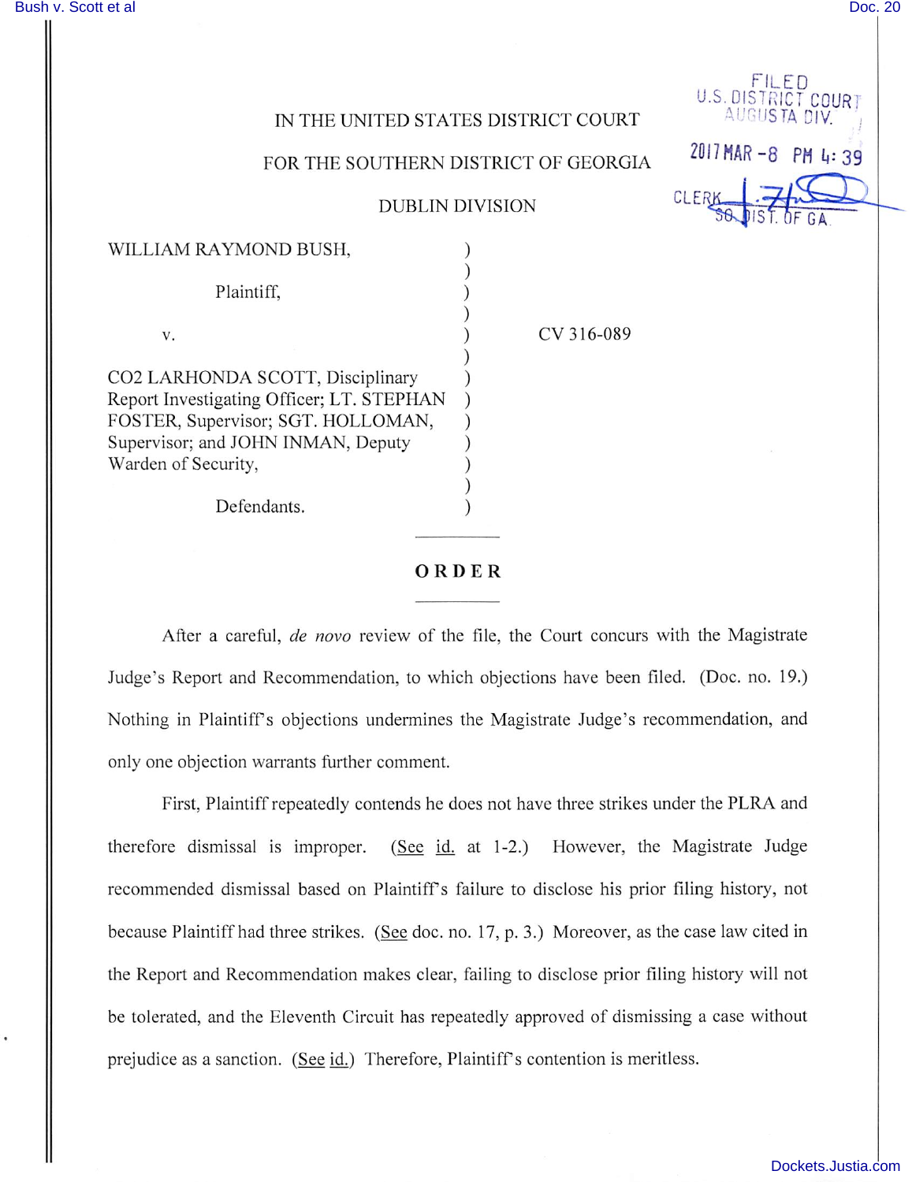IN THE UNITED STATES DISTRICT COURT

FOR THE SOUTHERN DISTRICT OF GEORGIA

DUBLIN DIVISION

FILED
U.S. DISTRICT COURT
AUGUSTA DIV.

2017 MAR -8 PM 4:39

CLERK
SO. DIST. OF GA.

WILLIAM RAYMOND BUSH,

Plaintiff,

v.

CO2 LARHONDA SCOTT, Disciplinary Report Investigating Officer; LT. STEPHAN FOSTER, Supervisor; SGT. HOLLOMAN, Supervisor; and JOHN INMAN, Deputy Warden of Security,

Defendants.

CV 316-089

---

## ORDER

---

After a careful, *de novo* review of the file, the Court concurs with the Magistrate Judge's Report and Recommendation, to which objections have been filed. (Doc. no. 19.) Nothing in Plaintiff's objections undermines the Magistrate Judge's recommendation, and only one objection warrants further comment.

First, Plaintiff repeatedly contends he does not have three strikes under the PLRA and therefore dismissal is improper. (See id. at 1-2.) However, the Magistrate Judge recommended dismissal based on Plaintiff's failure to disclose his prior filing history, not because Plaintiff had three strikes. (See doc. no. 17, p. 3.) Moreover, as the case law cited in the Report and Recommendation makes clear, failing to disclose prior filing history will not be tolerated, and the Eleventh Circuit has repeatedly approved of dismissing a case without prejudice as a sanction. (See id.) Therefore, Plaintiff's contention is meritless.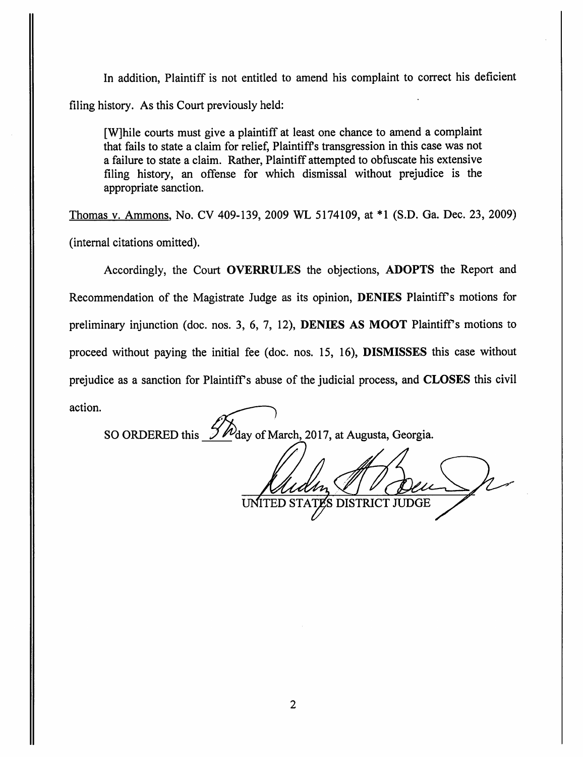In addition, Plaintiff is not entitled to amend his complaint to correct his deficient filing history. As this Court previously held:

> [W]hile courts must give a plaintiff at least one chance to amend a complaint that fails to state a claim for relief, Plaintiff's transgression in this case was not a failure to state a claim. Rather, Plaintiff attempted to obfuscate his extensive filing history, an offense for which dismissal without prejudice is the appropriate sanction.

Thomas v. Ammons, No. CV 409-139, 2009 WL 5174109, at *1 (S.D. Ga. Dec. 23, 2009) (internal citations omitted).

Accordingly, the Court **OVERRULES** the objections, **ADOPTS** the Report and Recommendation of the Magistrate Judge as its opinion, **DENIES** Plaintiff's motions for preliminary injunction (doc. nos. 3, 6, 7, 12), **DENIES AS MOOT** Plaintiff's motions to proceed without paying the initial fee (doc. nos. 15, 16), **DISMISSES** this case without prejudice as a sanction for Plaintiff's abuse of the judicial process, and **CLOSES** this civil action.

SO ORDERED this 31st day of March, 2017, at Augusta, Georgia.

UNITED STATES DISTRICT JUDGE